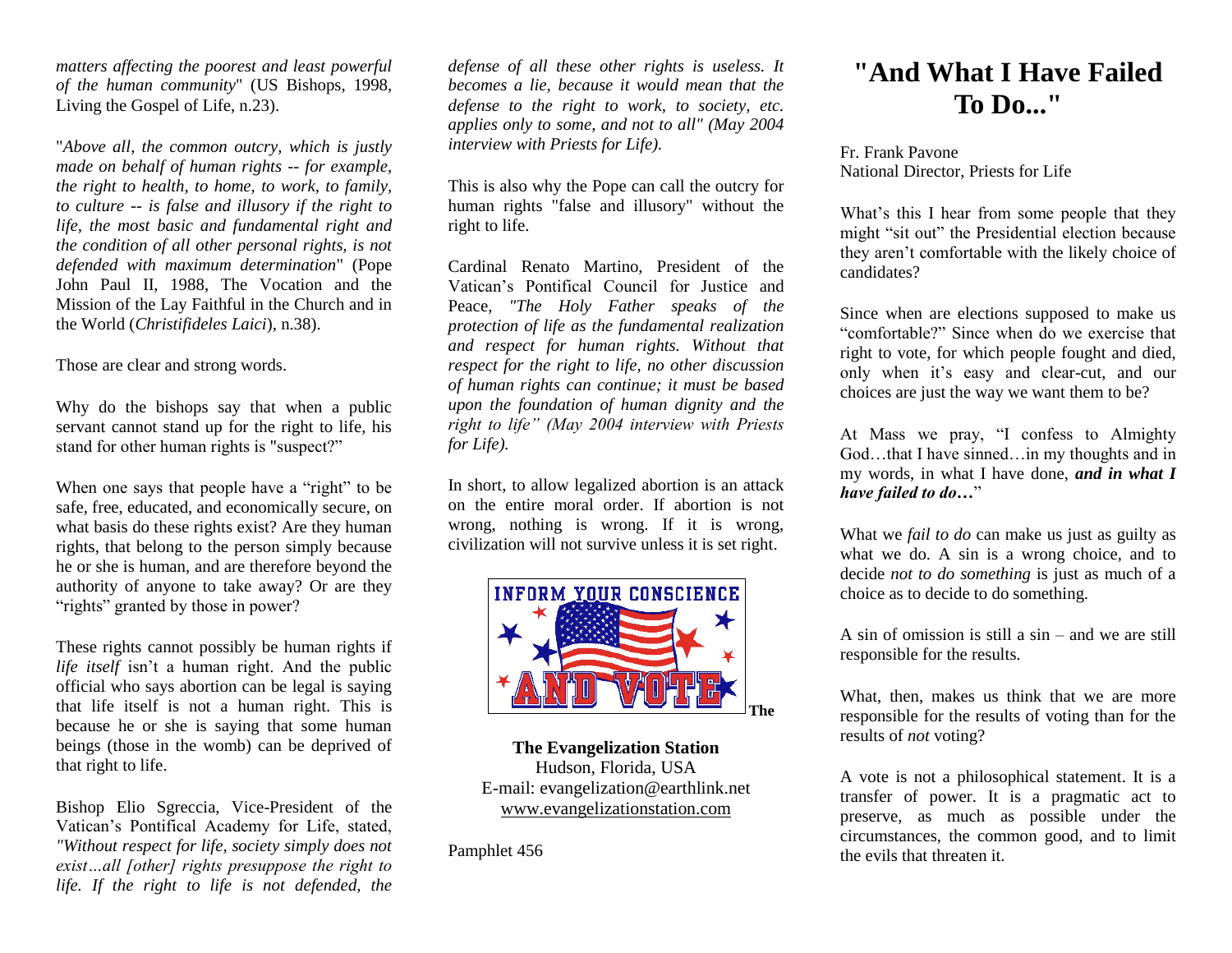*matters affecting the poorest and least powerful of the human community*" (US Bishops, 1998, Living the Gospel of Life, n.23).

"*Above all, the common outcry, which is justly made on behalf of human rights -- for example, the right to health, to home, to work, to family, to culture -- is false and illusory if the right to life, the most basic and fundamental right and the condition of all other personal rights, is not defended with maximum determination*" (Pope John Paul II, 1988, The Vocation and the Mission of the Lay Faithful in the Church and in the World (*Christifideles Laici*), n.38).

Those are clear and strong words.

Why do the bishops say that when a public servant cannot stand up for the right to life, his stand for other human rights is "suspect?"

When one says that people have a "right" to be safe, free, educated, and economically secure, on what basis do these rights exist? Are they human rights, that belong to the person simply because he or she is human, and are therefore beyond the authority of anyone to take away? Or are they "rights" granted by those in power?

These rights cannot possibly be human rights if *life itself* isn't a human right. And the public official who says abortion can be legal is saying that life itself is not a human right. This is because he or she is saying that some human beings (those in the womb) can be deprived of that right to life.

Bishop Elio Sgreccia, Vice-President of the Vatican's Pontifical Academy for Life, stated, *"Without respect for life, society simply does not exist…all [other] rights presuppose the right to life. If the right to life is not defended, the defense of all these other rights is useless. It becomes a lie, because it would mean that the defense to the right to work, to society, etc. applies only to some, and not to all" (May 2004 interview with Priests for Life).*

This is also why the Pope can call the outcry for human rights "false and illusory" without the right to life.

Cardinal Renato Martino, President of the Vatican's Pontifical Council for Justice and Peace, *"The Holy Father speaks of the protection of life as the fundamental realization and respect for human rights. Without that respect for the right to life, no other discussion of human rights can continue; it must be based upon the foundation of human dignity and the right to life" (May 2004 interview with Priests for Life).*

In short, to allow legalized abortion is an attack on the entire moral order. If abortion is not wrong, nothing is wrong. If it is wrong, civilization will not survive unless it is set right.

INFORM YOUR CONSCIENCE AND VOTE

**The Evangelization Station**
Hudson, Florida, USA
E-mail: evangelization@earthlink.net
www.evangelizationstation.com

Pamphlet 456

# "And What I Have Failed To Do..."

Fr. Frank Pavone
National Director, Priests for Life

What's this I hear from some people that they might "sit out" the Presidential election because they aren't comfortable with the likely choice of candidates?

Since when are elections supposed to make us "comfortable?" Since when do we exercise that right to vote, for which people fought and died, only when it's easy and clear-cut, and our choices are just the way we want them to be?

At Mass we pray, "I confess to Almighty God…that I have sinned…in my thoughts and in my words, in what I have done, ***and in what I have failed to do…***"

What we *fail to do* can make us just as guilty as what we do. A sin is a wrong choice, and to decide *not to do something* is just as much of a choice as to decide to do something.

A sin of omission is still a sin – and we are still responsible for the results.

What, then, makes us think that we are more responsible for the results of voting than for the results of *not* voting?

A vote is not a philosophical statement. It is a transfer of power. It is a pragmatic act to preserve, as much as possible under the circumstances, the common good, and to limit the evils that threaten it.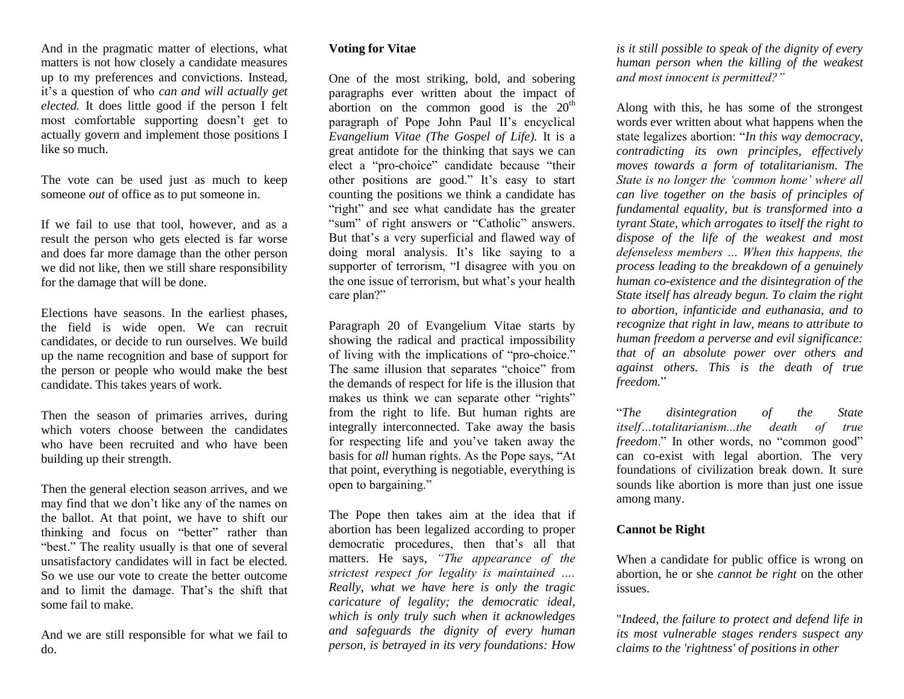And in the pragmatic matter of elections, what matters is not how closely a candidate measures up to my preferences and convictions. Instead, it's a question of who *can and will actually get elected.* It does little good if the person I felt most comfortable supporting doesn't get to actually govern and implement those positions I like so much.

The vote can be used just as much to keep someone *out* of office as to put someone in.

If we fail to use that tool, however, and as a result the person who gets elected is far worse and does far more damage than the other person we did not like, then we still share responsibility for the damage that will be done.

Elections have seasons. In the earliest phases, the field is wide open. We can recruit candidates, or decide to run ourselves. We build up the name recognition and base of support for the person or people who would make the best candidate. This takes years of work.

Then the season of primaries arrives, during which voters choose between the candidates who have been recruited and who have been building up their strength.

Then the general election season arrives, and we may find that we don't like any of the names on the ballot. At that point, we have to shift our thinking and focus on "better" rather than "best." The reality usually is that one of several unsatisfactory candidates will in fact be elected. So we use our vote to create the better outcome and to limit the damage. That's the shift that some fail to make.

And we are still responsible for what we fail to do.

**Voting for Vitae**

One of the most striking, bold, and sobering paragraphs ever written about the impact of abortion on the common good is the 20th paragraph of Pope John Paul II's encyclical *Evangelium Vitae (The Gospel of Life).* It is a great antidote for the thinking that says we can elect a "pro-choice" candidate because "their other positions are good." It's easy to start counting the positions we think a candidate has "right" and see what candidate has the greater "sum" of right answers or "Catholic" answers. But that's a very superficial and flawed way of doing moral analysis. It's like saying to a supporter of terrorism, "I disagree with you on the one issue of terrorism, but what's your health care plan?"

Paragraph 20 of Evangelium Vitae starts by showing the radical and practical impossibility of living with the implications of "pro-choice." The same illusion that separates "choice" from the demands of respect for life is the illusion that makes us think we can separate other "rights" from the right to life. But human rights are integrally interconnected. Take away the basis for respecting life and you've taken away the basis for *all* human rights. As the Pope says, "At that point, everything is negotiable, everything is open to bargaining."

The Pope then takes aim at the idea that if abortion has been legalized according to proper democratic procedures, then that's all that matters. He says, *"The appearance of the strictest respect for legality is maintained …. Really, what we have here is only the tragic caricature of legality; the democratic ideal, which is only truly such when it acknowledges and safeguards the dignity of every human person, is betrayed in its very foundations: How is it still possible to speak of the dignity of every human person when the killing of the weakest and most innocent is permitted?"*

Along with this, he has some of the strongest words ever written about what happens when the state legalizes abortion: "*In this way democracy, contradicting its own principles, effectively moves towards a form of totalitarianism. The State is no longer the 'common home' where all can live together on the basis of principles of fundamental equality, but is transformed into a tyrant State, which arrogates to itself the right to dispose of the life of the weakest and most defenseless members … When this happens, the process leading to the breakdown of a genuinely human co-existence and the disintegration of the State itself has already begun. To claim the right to abortion, infanticide and euthanasia, and to recognize that right in law, means to attribute to human freedom a perverse and evil significance: that of an absolute power over others and against others. This is the death of true freedom.*"

"*The disintegration of the State itself…totalitarianism...the death of true freedom*." In other words, no "common good" can co-exist with legal abortion. The very foundations of civilization break down. It sure sounds like abortion is more than just one issue among many.

**Cannot be Right**

When a candidate for public office is wrong on abortion, he or she *cannot be right* on the other issues.

"*Indeed, the failure to protect and defend life in its most vulnerable stages renders suspect any claims to the 'rightness' of positions in other*